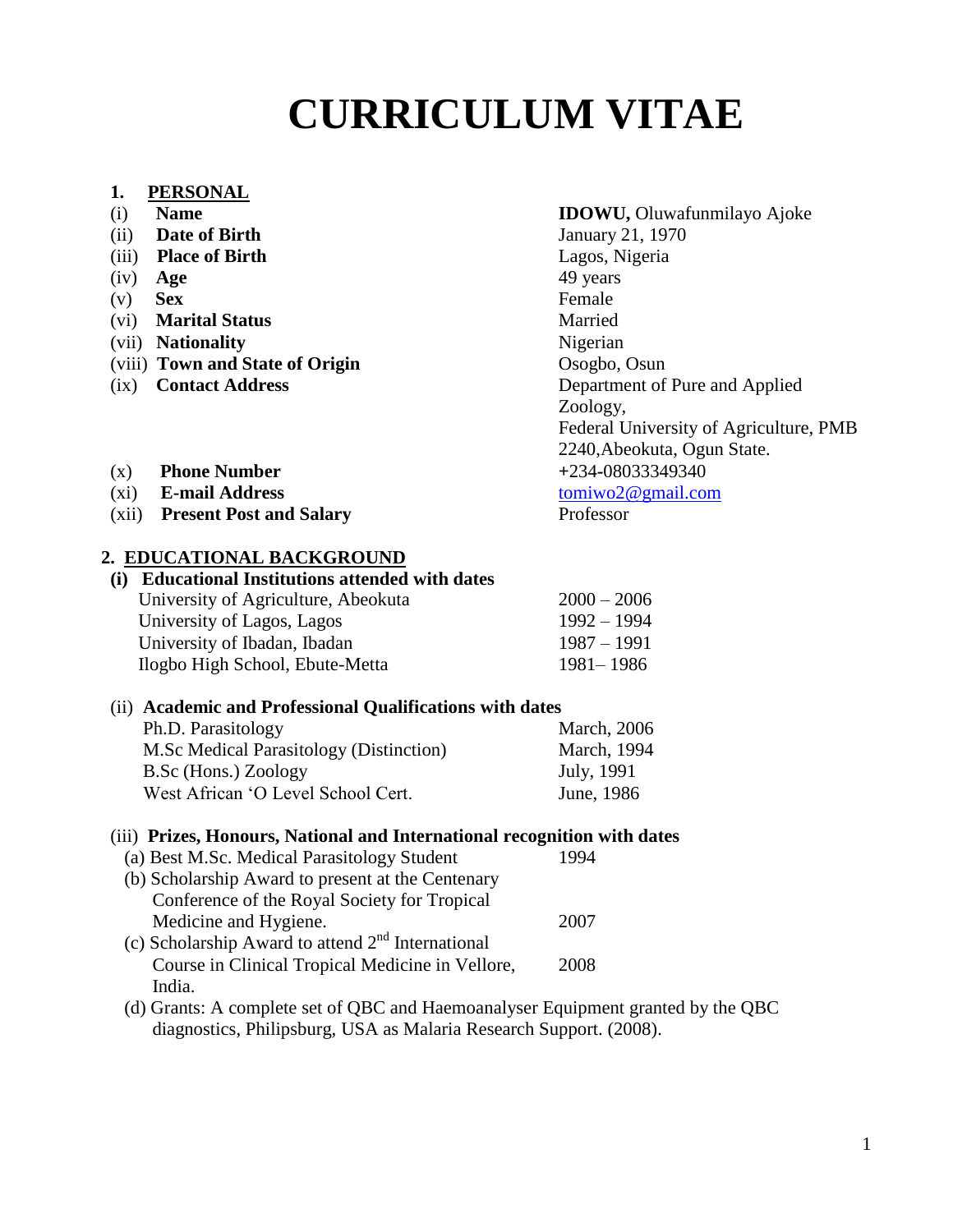# CURRICULUM VITAE

## 1. PERSONAL

| | | |
|---|---|---|
| (i) | **Name** | **IDOWU,** Oluwafunmilayo Ajoke |
| (ii) | **Date of Birth** | January 21, 1970 |
| (iii) | **Place of Birth** | Lagos, Nigeria |
| (iv) | **Age** | 49 years |
| (v) | **Sex** | Female |
| (vi) | **Marital Status** | Married |
| (vii) | **Nationality** | Nigerian |
| (viii) | **Town and State of Origin** | Osogbo, Osun |
| (ix) | **Contact Address** | Department of Pure and Applied Zoology, Federal University of Agriculture, PMB 2240,Abeokuta, Ogun State. |
| (x) | **Phone Number** | +234-08033349340 |
| (xi) | **E-mail Address** | tomiwo2@gmail.com |
| (xii) | **Present Post and Salary** | Professor |

## 2. EDUCATIONAL BACKGROUND

**(i) Educational Institutions attended with dates**

| | |
|---|---|
| University of Agriculture, Abeokuta | 2000 – 2006 |
| University of Lagos, Lagos | 1992 – 1994 |
| University of Ibadan, Ibadan | 1987 – 1991 |
| Ilogbo High School, Ebute-Metta | 1981– 1986 |

(ii) **Academic and Professional Qualifications with dates**

| | |
|---|---|
| Ph.D. Parasitology | March, 2006 |
| M.Sc Medical Parasitology (Distinction) | March, 1994 |
| B.Sc (Hons.) Zoology | July, 1991 |
| West African 'O Level School Cert. | June, 1986 |

(iii) **Prizes, Honours, National and International recognition with dates**

(a) Best M.Sc. Medical Parasitology Student — 1994

(b) Scholarship Award to present at the Centenary Conference of the Royal Society for Tropical Medicine and Hygiene. — 2007

(c) Scholarship Award to attend 2nd International Course in Clinical Tropical Medicine in Vellore, India. — 2008

(d) Grants: A complete set of QBC and Haemoanalyser Equipment granted by the QBC diagnostics, Philipsburg, USA as Malaria Research Support. (2008).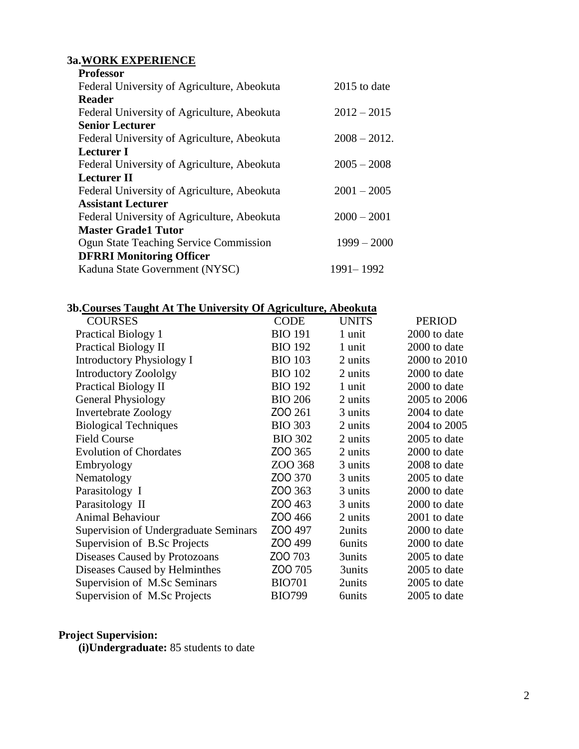### 3a. WORK EXPERIENCE

**Professor**
Federal University of Agriculture, Abeokuta — 2015 to date

**Reader**
Federal University of Agriculture, Abeokuta — 2012 – 2015

**Senior Lecturer**
Federal University of Agriculture, Abeokuta — 2008 – 2012.

**Lecturer I**
Federal University of Agriculture, Abeokuta — 2005 – 2008

**Lecturer II**
Federal University of Agriculture, Abeokuta — 2001 – 2005

**Assistant Lecturer**
Federal University of Agriculture, Abeokuta — 2000 – 2001

**Master Grade1 Tutor**
Ogun State Teaching Service Commission — 1999 – 2000

**DFRRI Monitoring Officer**
Kaduna State Government (NYSC) — 1991– 1992

### 3b. Courses Taught At The University Of Agriculture, Abeokuta

| COURSES | CODE | UNITS | PERIOD |
|---|---|---|---|
| Practical Biology 1 | BIO 191 | 1 unit | 2000 to date |
| Practical Biology II | BIO 192 | 1 unit | 2000 to date |
| Introductory Physiology I | BIO 103 | 2 units | 2000 to 2010 |
| Introductory Zoololgy | BIO 102 | 2 units | 2000 to date |
| Practical Biology II | BIO 192 | 1 unit | 2000 to date |
| General Physiology | BIO 206 | 2 units | 2005 to 2006 |
| Invertebrate Zoology | ZOO 261 | 3 units | 2004 to date |
| Biological Techniques | BIO 303 | 2 units | 2004 to 2005 |
| Field Course | BIO 302 | 2 units | 2005 to date |
| Evolution of Chordates | ZOO 365 | 2 units | 2000 to date |
| Embryology | ZOO 368 | 3 units | 2008 to date |
| Nematology | ZOO 370 | 3 units | 2005 to date |
| Parasitology I | ZOO 363 | 3 units | 2000 to date |
| Parasitology II | ZOO 463 | 3 units | 2000 to date |
| Animal Behaviour | ZOO 466 | 2 units | 2001 to date |
| Supervision of Undergraduate Seminars | ZOO 497 | 2units | 2000 to date |
| Supervision of B.Sc Projects | ZOO 499 | 6units | 2000 to date |
| Diseases Caused by Protozoans | ZOO 703 | 3units | 2005 to date |
| Diseases Caused by Helminthes | ZOO 705 | 3units | 2005 to date |
| Supervision of M.Sc Seminars | BIO701 | 2units | 2005 to date |
| Supervision of M.Sc Projects | BIO799 | 6units | 2005 to date |

**Project Supervision:**

**(i)Undergraduate:** 85 students to date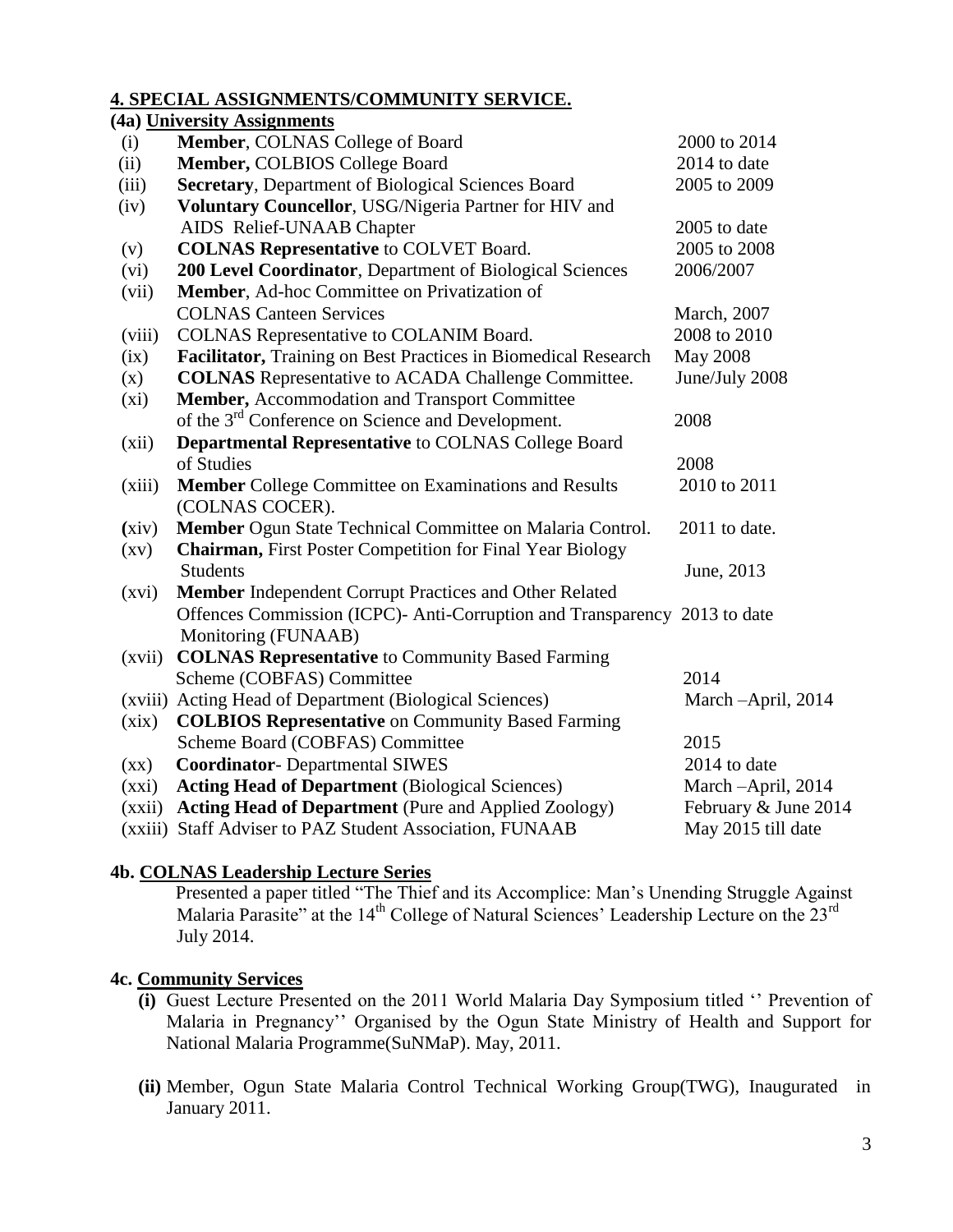## 4. SPECIAL ASSIGNMENTS/COMMUNITY SERVICE.

### (4a) University Assignments

| | | |
|---|---|---|
| (i) | **Member**, COLNAS College of Board | 2000 to 2014 |
| (ii) | **Member,** COLBIOS College Board | 2014 to date |
| (iii) | **Secretary**, Department of Biological Sciences Board | 2005 to 2009 |
| (iv) | **Voluntary Councellor**, USG/Nigeria Partner for HIV and AIDS Relief-UNAAB Chapter | 2005 to date |
| (v) | **COLNAS Representative** to COLVET Board. | 2005 to 2008 |
| (vi) | **200 Level Coordinator**, Department of Biological Sciences | 2006/2007 |
| (vii) | **Member**, Ad-hoc Committee on Privatization of COLNAS Canteen Services | March, 2007 |
| (viii) | COLNAS Representative to COLANIM Board. | 2008 to 2010 |
| (ix) | **Facilitator,** Training on Best Practices in Biomedical Research | May 2008 |
| (x) | **COLNAS** Representative to ACADA Challenge Committee. | June/July 2008 |
| (xi) | **Member,** Accommodation and Transport Committee of the 3rd Conference on Science and Development. | 2008 |
| (xii) | **Departmental Representative** to COLNAS College Board of Studies | 2008 |
| (xiii) | **Member** College Committee on Examinations and Results (COLNAS COCER). | 2010 to 2011 |
| (xiv) | **Member** Ogun State Technical Committee on Malaria Control. | 2011 to date. |
| (xv) | **Chairman,** First Poster Competition for Final Year Biology Students | June, 2013 |
| (xvi) | **Member** Independent Corrupt Practices and Other Related Offences Commission (ICPC)- Anti-Corruption and Transparency Monitoring (FUNAAB) | 2013 to date |
| (xvii) | **COLNAS Representative** to Community Based Farming Scheme (COBFAS) Committee | 2014 |
| (xviii) | Acting Head of Department (Biological Sciences) | March –April, 2014 |
| (xix) | **COLBIOS Representative** on Community Based Farming Scheme Board (COBFAS) Committee | 2015 |
| (xx) | **Coordinator**- Departmental SIWES | 2014 to date |
| (xxi) | **Acting Head of Department** (Biological Sciences) | March –April, 2014 |
| (xxii) | **Acting Head of Department** (Pure and Applied Zoology) | February & June 2014 |
| (xxiii) | Staff Adviser to PAZ Student Association, FUNAAB | May 2015 till date |

### 4b. COLNAS Leadership Lecture Series

Presented a paper titled "The Thief and its Accomplice: Man's Unending Struggle Against Malaria Parasite" at the 14th College of Natural Sciences' Leadership Lecture on the 23rd July 2014.

### 4c. Community Services

**(i)** Guest Lecture Presented on the 2011 World Malaria Day Symposium titled '' Prevention of Malaria in Pregnancy'' Organised by the Ogun State Ministry of Health and Support for National Malaria Programme(SuNMaP). May, 2011.

**(ii)** Member, Ogun State Malaria Control Technical Working Group(TWG), Inaugurated in January 2011.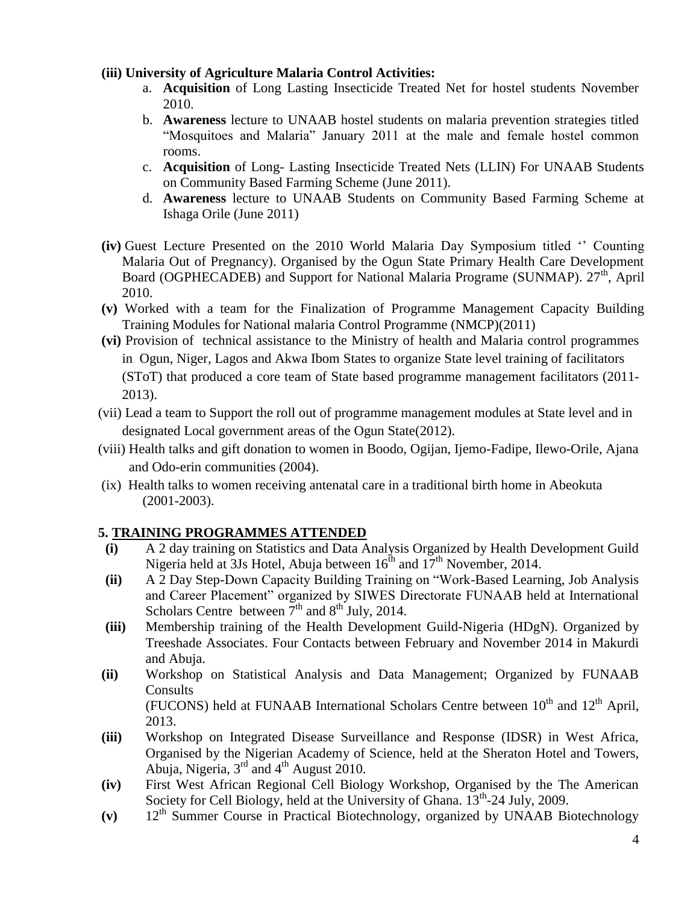**(iii) University of Agriculture Malaria Control Activities:**

a. **Acquisition** of Long Lasting Insecticide Treated Net for hostel students November 2010.

b. **Awareness** lecture to UNAAB hostel students on malaria prevention strategies titled "Mosquitoes and Malaria" January 2011 at the male and female hostel common rooms.

c. **Acquisition** of Long- Lasting Insecticide Treated Nets (LLIN) For UNAAB Students on Community Based Farming Scheme (June 2011).

d. **Awareness** lecture to UNAAB Students on Community Based Farming Scheme at Ishaga Orile (June 2011)

**(iv)** Guest Lecture Presented on the 2010 World Malaria Day Symposium titled '' Counting Malaria Out of Pregnancy). Organised by the Ogun State Primary Health Care Development Board (OGPHECADEB) and Support for National Malaria Programe (SUNMAP). 27th, April 2010.

**(v)** Worked with a team for the Finalization of Programme Management Capacity Building Training Modules for National malaria Control Programme (NMCP)(2011)

**(vi)** Provision of technical assistance to the Ministry of health and Malaria control programmes in Ogun, Niger, Lagos and Akwa Ibom States to organize State level training of facilitators (SToT) that produced a core team of State based programme management facilitators (2011-2013).

(vii) Lead a team to Support the roll out of programme management modules at State level and in designated Local government areas of the Ogun State(2012).

(viii) Health talks and gift donation to women in Boodo, Ogijan, Ijemo-Fadipe, Ilewo-Orile, Ajana and Odo-erin communities (2004).

(ix) Health talks to women receiving antenatal care in a traditional birth home in Abeokuta (2001-2003).

## 5. TRAINING PROGRAMMES ATTENDED

**(i)** A 2 day training on Statistics and Data Analysis Organized by Health Development Guild Nigeria held at 3Js Hotel, Abuja between 16th and 17th November, 2014.

**(ii)** A 2 Day Step-Down Capacity Building Training on "Work-Based Learning, Job Analysis and Career Placement" organized by SIWES Directorate FUNAAB held at International Scholars Centre between 7th and 8th July, 2014.

**(iii)** Membership training of the Health Development Guild-Nigeria (HDgN). Organized by Treeshade Associates. Four Contacts between February and November 2014 in Makurdi and Abuja.

**(ii)** Workshop on Statistical Analysis and Data Management; Organized by FUNAAB Consults (FUCONS) held at FUNAAB International Scholars Centre between 10th and 12th April, 2013.

**(iii)** Workshop on Integrated Disease Surveillance and Response (IDSR) in West Africa, Organised by the Nigerian Academy of Science, held at the Sheraton Hotel and Towers, Abuja, Nigeria, 3rd and 4th August 2010.

**(iv)** First West African Regional Cell Biology Workshop, Organised by the The American Society for Cell Biology, held at the University of Ghana. 13th-24 July, 2009.

**(v)** 12th Summer Course in Practical Biotechnology, organized by UNAAB Biotechnology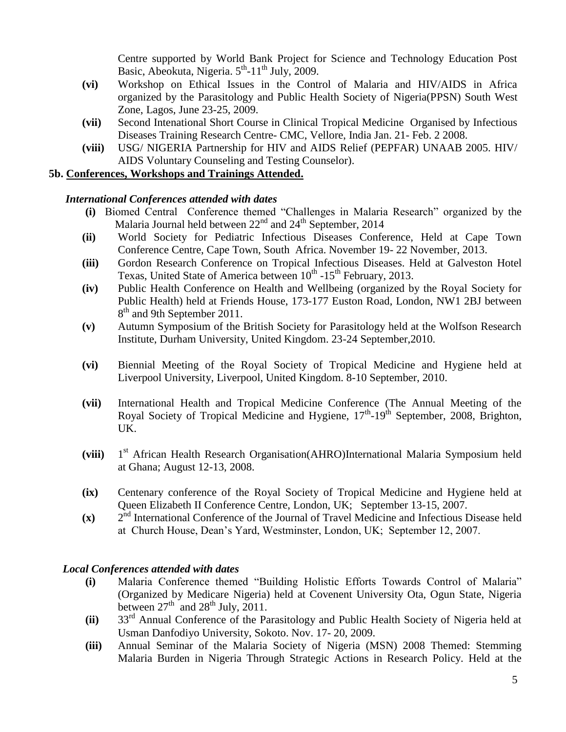Centre supported by World Bank Project for Science and Technology Education Post Basic, Abeokuta, Nigeria. 5th-11th July, 2009.

- **(vi)** Workshop on Ethical Issues in the Control of Malaria and HIV/AIDS in Africa organized by the Parasitology and Public Health Society of Nigeria(PPSN) South West Zone, Lagos, June 23-25, 2009.
- **(vii)** Second Intenational Short Course in Clinical Tropical Medicine Organised by Infectious Diseases Training Research Centre- CMC, Vellore, India Jan. 21- Feb. 2 2008.
- **(viii)** USG/ NIGERIA Partnership for HIV and AIDS Relief (PEPFAR) UNAAB 2005. HIV/ AIDS Voluntary Counseling and Testing Counselor).

**5b. Conferences, Workshops and Trainings Attended.**

***International Conferences attended with dates***

- **(i)** Biomed Central Conference themed "Challenges in Malaria Research" organized by the Malaria Journal held between 22nd and 24th September, 2014
- **(ii)** World Society for Pediatric Infectious Diseases Conference, Held at Cape Town Conference Centre, Cape Town, South Africa. November 19- 22 November, 2013.
- **(iii)** Gordon Research Conference on Tropical Infectious Diseases. Held at Galveston Hotel Texas, United State of America between 10th -15th February, 2013.
- **(iv)** Public Health Conference on Health and Wellbeing (organized by the Royal Society for Public Health) held at Friends House, 173-177 Euston Road, London, NW1 2BJ between 8th and 9th September 2011.
- **(v)** Autumn Symposium of the British Society for Parasitology held at the Wolfson Research Institute, Durham University, United Kingdom. 23-24 September,2010.
- **(vi)** Biennial Meeting of the Royal Society of Tropical Medicine and Hygiene held at Liverpool University, Liverpool, United Kingdom. 8-10 September, 2010.
- **(vii)** International Health and Tropical Medicine Conference (The Annual Meeting of the Royal Society of Tropical Medicine and Hygiene, 17th-19th September, 2008, Brighton, UK.
- **(viii)** 1st African Health Research Organisation(AHRO)International Malaria Symposium held at Ghana; August 12-13, 2008.
- **(ix)** Centenary conference of the Royal Society of Tropical Medicine and Hygiene held at Queen Elizabeth II Conference Centre, London, UK; September 13-15, 2007.
- **(x)** 2nd International Conference of the Journal of Travel Medicine and Infectious Disease held at Church House, Dean's Yard, Westminster, London, UK; September 12, 2007.

***Local Conferences attended with dates***

- **(i)** Malaria Conference themed "Building Holistic Efforts Towards Control of Malaria" (Organized by Medicare Nigeria) held at Covenent University Ota, Ogun State, Nigeria between 27th and 28th July, 2011.
- **(ii)** 33rd Annual Conference of the Parasitology and Public Health Society of Nigeria held at Usman Danfodiyo University, Sokoto. Nov. 17- 20, 2009.
- **(iii)** Annual Seminar of the Malaria Society of Nigeria (MSN) 2008 Themed: Stemming Malaria Burden in Nigeria Through Strategic Actions in Research Policy. Held at the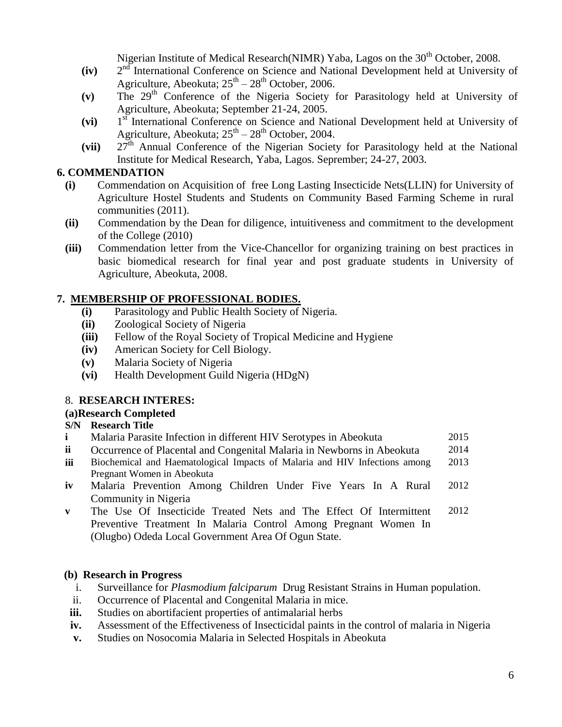Nigerian Institute of Medical Research(NIMR) Yaba, Lagos on the 30th October, 2008.

- **(iv)** 2nd International Conference on Science and National Development held at University of Agriculture, Abeokuta; 25th – 28th October, 2006.
- **(v)** The 29th Conference of the Nigeria Society for Parasitology held at University of Agriculture, Abeokuta; September 21-24, 2005.
- **(vi)** 1st International Conference on Science and National Development held at University of Agriculture, Abeokuta; 25th – 28th October, 2004.
- **(vii)** 27th Annual Conference of the Nigerian Society for Parasitology held at the National Institute for Medical Research, Yaba, Lagos. Seprember; 24-27, 2003.

## 6. COMMENDATION

- **(i)** Commendation on Acquisition of free Long Lasting Insecticide Nets(LLIN) for University of Agriculture Hostel Students and Students on Community Based Farming Scheme in rural communities (2011).
- **(ii)** Commendation by the Dean for diligence, intuitiveness and commitment to the development of the College (2010)
- **(iii)** Commendation letter from the Vice-Chancellor for organizing training on best practices in basic biomedical research for final year and post graduate students in University of Agriculture, Abeokuta, 2008.

## 7. MEMBERSHIP OF PROFESSIONAL BODIES.

- **(i)** Parasitology and Public Health Society of Nigeria.
- **(ii)** Zoological Society of Nigeria
- **(iii)** Fellow of the Royal Society of Tropical Medicine and Hygiene
- **(iv)** American Society for Cell Biology.
- **(v)** Malaria Society of Nigeria
- **(vi)** Health Development Guild Nigeria (HDgN)

## 8. RESEARCH INTERES:

### (a)Research Completed

| S/N | Research Title | |
|---|---|---|
| i | Malaria Parasite Infection in different HIV Serotypes in Abeokuta | 2015 |
| ii | Occurrence of Placental and Congenital Malaria in Newborns in Abeokuta | 2014 |
| iii | Biochemical and Haematological Impacts of Malaria and HIV Infections among Pregnant Women in Abeokuta | 2013 |
| iv | Malaria Prevention Among Children Under Five Years In A Rural Community in Nigeria | 2012 |
| v | The Use Of Insecticide Treated Nets and The Effect Of Intermittent Preventive Treatment In Malaria Control Among Pregnant Women In (Olugbo) Odeda Local Government Area Of Ogun State. | 2012 |

### (b) Research in Progress

- i. Surveillance for *Plasmodium falciparum* Drug Resistant Strains in Human population.
- ii. Occurrence of Placental and Congenital Malaria in mice.
- **iii.** Studies on abortifacient properties of antimalarial herbs
- **iv.** Assessment of the Effectiveness of Insecticidal paints in the control of malaria in Nigeria
- **v.** Studies on Nosocomia Malaria in Selected Hospitals in Abeokuta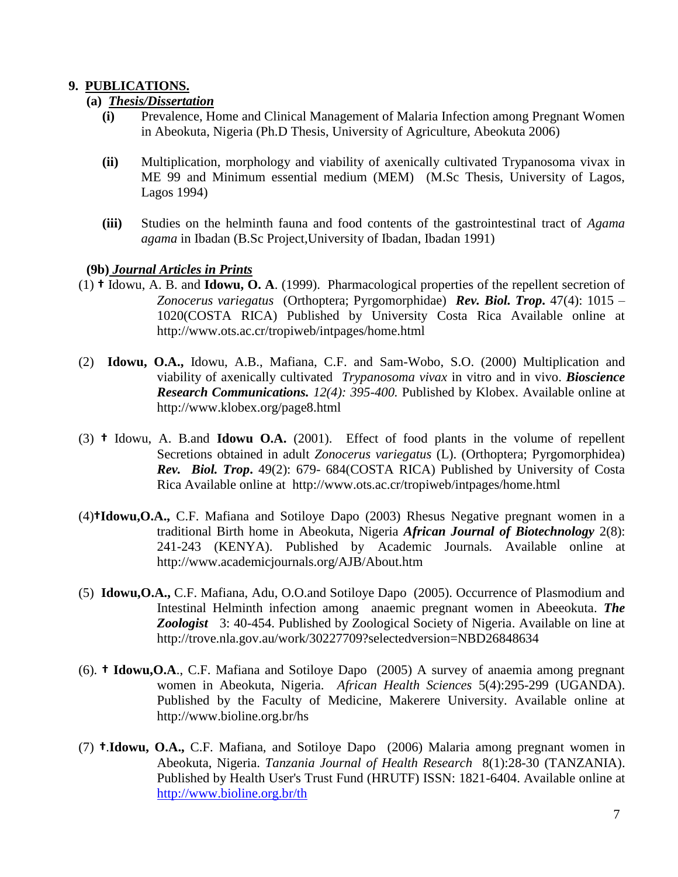## 9. PUBLICATIONS.

### (a) *Thesis/Dissertation*

- **(i)** Prevalence, Home and Clinical Management of Malaria Infection among Pregnant Women in Abeokuta, Nigeria (Ph.D Thesis, University of Agriculture, Abeokuta 2006)

- **(ii)** Multiplication, morphology and viability of axenically cultivated Trypanosoma vivax in ME 99 and Minimum essential medium (MEM) (M.Sc Thesis, University of Lagos, Lagos 1994)

- **(iii)** Studies on the helminth fauna and food contents of the gastrointestinal tract of *Agama agama* in Ibadan (B.Sc Project,University of Ibadan, Ibadan 1991)

### (9b) *Journal Articles in Prints*

(1) ✝ Idowu, A. B. and **Idowu, O. A**. (1999). Pharmacological properties of the repellent secretion of *Zonocerus variegatus* (Orthoptera; Pyrgomorphidae) ***Rev. Biol. Trop***. 47(4): 1015 – 1020(COSTA RICA) Published by University Costa Rica Available online at http://www.ots.ac.cr/tropiweb/intpages/home.html

(2) **Idowu, O.A.,** Idowu, A.B., Mafiana, C.F. and Sam-Wobo, S.O. (2000) Multiplication and viability of axenically cultivated *Trypanosoma vivax* in vitro and in vivo. ***Bioscience Research Communications.*** *12(4): 395-400.* Published by Klobex. Available online at http://www.klobex.org/page8.html

(3) ✝ Idowu, A. B.and **Idowu O.A.** (2001). Effect of food plants in the volume of repellent Secretions obtained in adult *Zonocerus variegatus* (L). (Orthoptera; Pyrgomorphidea) ***Rev. Biol. Trop***. 49(2): 679- 684(COSTA RICA) Published by University of Costa Rica Available online at http://www.ots.ac.cr/tropiweb/intpages/home.html

(4)✝**Idowu,O.A.,** C.F. Mafiana and Sotiloye Dapo (2003) Rhesus Negative pregnant women in a traditional Birth home in Abeokuta, Nigeria ***African Journal of Biotechnology*** 2(8): 241-243 (KENYA). Published by Academic Journals. Available online at http://www.academicjournals.org/AJB/About.htm

(5) **Idowu,O.A.,** C.F. Mafiana, Adu, O.O.and Sotiloye Dapo (2005). Occurrence of Plasmodium and Intestinal Helminth infection among anaemic pregnant women in Abeeokuta. ***The Zoologist*** 3: 40-454. Published by Zoological Society of Nigeria. Available on line at http://trove.nla.gov.au/work/30227709?selectedversion=NBD26848634

(6). ✝ **Idowu,O.A**., C.F. Mafiana and Sotiloye Dapo (2005) A survey of anaemia among pregnant women in Abeokuta, Nigeria. *African Health Sciences* 5(4):295-299 (UGANDA). Published by the Faculty of Medicine, Makerere University. Available online at http://www.bioline.org.br/hs

(7) ✝.**Idowu, O.A.,** C.F. Mafiana, and Sotiloye Dapo (2006) Malaria among pregnant women in Abeokuta, Nigeria. *Tanzania Journal of Health Research* 8(1):28-30 (TANZANIA). Published by Health User's Trust Fund (HRUTF) ISSN: 1821-6404. Available online at http://www.bioline.org.br/th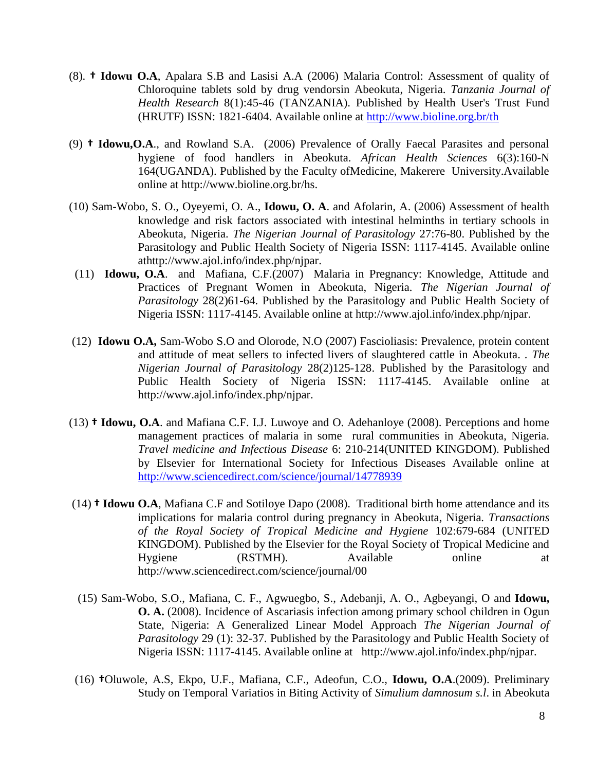(8). ✝ **Idowu O.A**, Apalara S.B and Lasisi A.A (2006) Malaria Control: Assessment of quality of Chloroquine tablets sold by drug vendorsin Abeokuta, Nigeria. *Tanzania Journal of Health Research* 8(1):45-46 (TANZANIA). Published by Health User's Trust Fund (HRUTF) ISSN: 1821-6404. Available online at http://www.bioline.org.br/th

(9) ✝ **Idowu,O.A**., and Rowland S.A. (2006) Prevalence of Orally Faecal Parasites and personal hygiene of food handlers in Abeokuta. *African Health Sciences* 6(3):160-N 164(UGANDA). Published by the Faculty ofMedicine, Makerere University.Available online at http://www.bioline.org.br/hs.

(10) Sam-Wobo, S. O., Oyeyemi, O. A., **Idowu, O. A**. and Afolarin, A. (2006) Assessment of health knowledge and risk factors associated with intestinal helminths in tertiary schools in Abeokuta, Nigeria. *The Nigerian Journal of Parasitology* 27:76-80. Published by the Parasitology and Public Health Society of Nigeria ISSN: 1117-4145. Available online athttp://www.ajol.info/index.php/njpar.

(11) **Idowu, O.A**. and Mafiana, C.F.(2007) Malaria in Pregnancy: Knowledge, Attitude and Practices of Pregnant Women in Abeokuta, Nigeria. *The Nigerian Journal of Parasitology* 28(2)61-64. Published by the Parasitology and Public Health Society of Nigeria ISSN: 1117-4145. Available online at http://www.ajol.info/index.php/njpar.

(12) **Idowu O.A,** Sam-Wobo S.O and Olorode, N.O (2007) Fascioliasis: Prevalence, protein content and attitude of meat sellers to infected livers of slaughtered cattle in Abeokuta. . *The Nigerian Journal of Parasitology* 28(2)125-128. Published by the Parasitology and Public Health Society of Nigeria ISSN: 1117-4145. Available online at http://www.ajol.info/index.php/njpar.

(13) ✝ **Idowu, O.A**. and Mafiana C.F. I.J. Luwoye and O. Adehanloye (2008). Perceptions and home management practices of malaria in some rural communities in Abeokuta, Nigeria. *Travel medicine and Infectious Disease* 6: 210-214(UNITED KINGDOM). Published by Elsevier for International Society for Infectious Diseases Available online at http://www.sciencedirect.com/science/journal/14778939

(14) ✝ **Idowu O.A**, Mafiana C.F and Sotiloye Dapo (2008). Traditional birth home attendance and its implications for malaria control during pregnancy in Abeokuta, Nigeria. *Transactions of the Royal Society of Tropical Medicine and Hygiene* 102:679-684 (UNITED KINGDOM). Published by the Elsevier for the Royal Society of Tropical Medicine and Hygiene (RSTMH). Available online at http://www.sciencedirect.com/science/journal/00

(15) Sam-Wobo, S.O., Mafiana, C. F., Agwuegbo, S., Adebanji, A. O., Agbeyangi, O and **Idowu, O. A.** (2008). Incidence of Ascariasis infection among primary school children in Ogun State, Nigeria: A Generalized Linear Model Approach *The Nigerian Journal of Parasitology* 29 (1): 32-37. Published by the Parasitology and Public Health Society of Nigeria ISSN: 1117-4145. Available online at http://www.ajol.info/index.php/njpar.

(16) ✝Oluwole, A.S, Ekpo, U.F., Mafiana, C.F., Adeofun, C.O., **Idowu, O.A**.(2009). Preliminary Study on Temporal Variatios in Biting Activity of *Simulium damnosum s.l*. in Abeokuta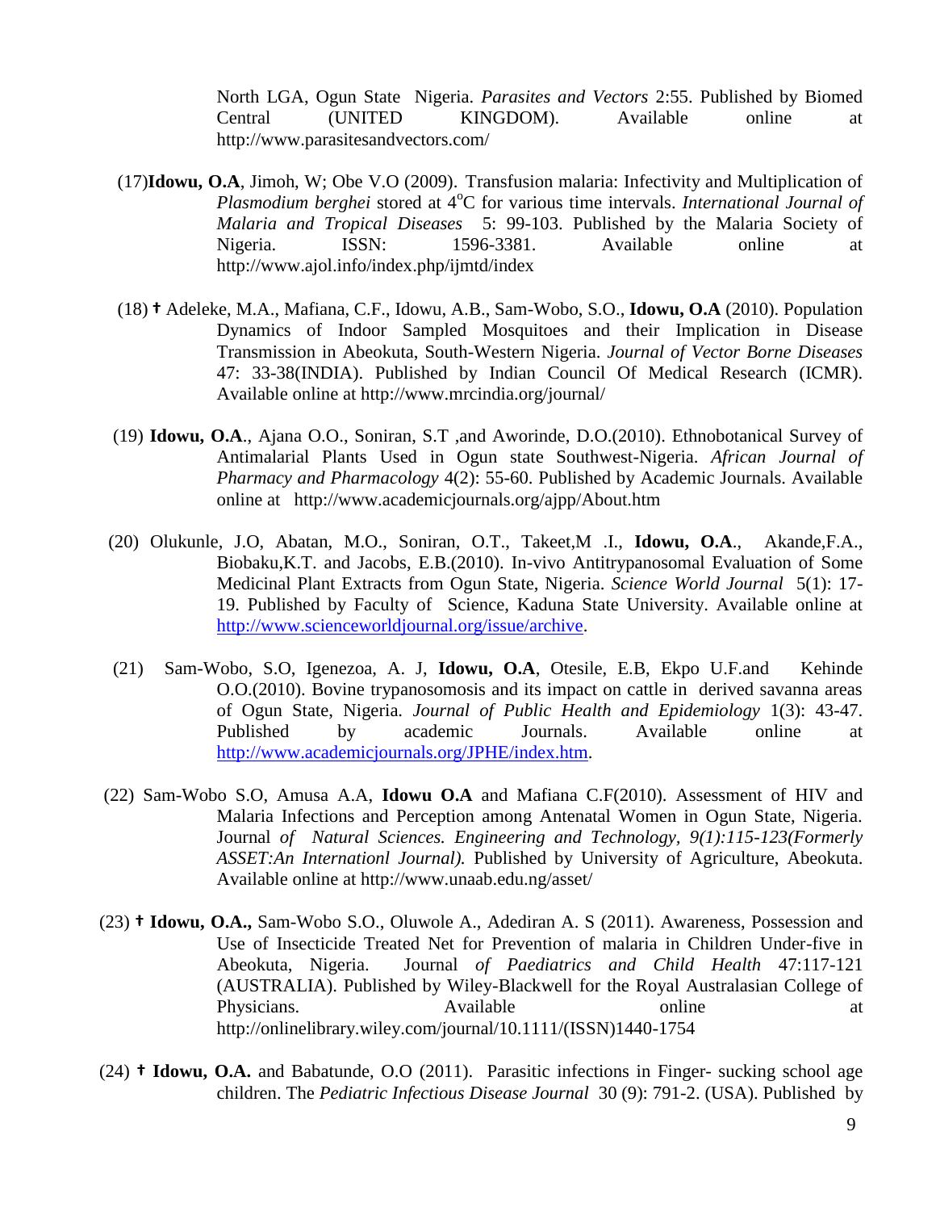North LGA, Ogun State Nigeria. *Parasites and Vectors* 2:55. Published by Biomed Central (UNITED KINGDOM). Available online at http://www.parasitesandvectors.com/

(17)**Idowu, O.A**, Jimoh, W; Obe V.O (2009). Transfusion malaria: Infectivity and Multiplication of *Plasmodium berghei* stored at 4$^o$C for various time intervals. *International Journal of Malaria and Tropical Diseases* 5: 99-103. Published by the Malaria Society of Nigeria. ISSN: 1596-3381. Available online at http://www.ajol.info/index.php/ijmtd/index

(18) **†** Adeleke, M.A., Mafiana, C.F., Idowu, A.B., Sam-Wobo, S.O., **Idowu, O.A** (2010). Population Dynamics of Indoor Sampled Mosquitoes and their Implication in Disease Transmission in Abeokuta, South-Western Nigeria. *Journal of Vector Borne Diseases* 47: 33-38(INDIA). Published by Indian Council Of Medical Research (ICMR). Available online at http://www.mrcindia.org/journal/

(19) **Idowu, O.A**., Ajana O.O., Soniran, S.T ,and Aworinde, D.O.(2010). Ethnobotanical Survey of Antimalarial Plants Used in Ogun state Southwest-Nigeria. *African Journal of Pharmacy and Pharmacology* 4(2): 55-60. Published by Academic Journals. Available online at http://www.academicjournals.org/ajpp/About.htm

(20) Olukunle, J.O, Abatan, M.O., Soniran, O.T., Takeet,M .I., **Idowu, O.A**., Akande,F.A., Biobaku,K.T. and Jacobs, E.B.(2010). In-vivo Antitrypanosomal Evaluation of Some Medicinal Plant Extracts from Ogun State, Nigeria. *Science World Journal* 5(1): 17-19. Published by Faculty of Science, Kaduna State University. Available online at http://www.scienceworldjournal.org/issue/archive.

(21) Sam-Wobo, S.O, Igenezoa, A. J, **Idowu, O.A**, Otesile, E.B, Ekpo U.F.and Kehinde O.O.(2010). Bovine trypanosomosis and its impact on cattle in derived savanna areas of Ogun State, Nigeria. *Journal of Public Health and Epidemiology* 1(3): 43-47. Published by academic Journals. Available online at http://www.academicjournals.org/JPHE/index.htm.

(22) Sam-Wobo S.O, Amusa A.A, **Idowu O.A** and Mafiana C.F(2010). Assessment of HIV and Malaria Infections and Perception among Antenatal Women in Ogun State, Nigeria. Journal *of Natural Sciences. Engineering and Technology, 9(1):115-123(Formerly ASSET:An Internationl Journal).* Published by University of Agriculture, Abeokuta. Available online at http://www.unaab.edu.ng/asset/

(23) **† Idowu, O.A.,** Sam-Wobo S.O., Oluwole A., Adediran A. S (2011). Awareness, Possession and Use of Insecticide Treated Net for Prevention of malaria in Children Under-five in Abeokuta, Nigeria. Journal *of Paediatrics and Child Health* 47:117-121 (AUSTRALIA). Published by Wiley-Blackwell for the Royal Australasian College of Physicians. Available online at http://onlinelibrary.wiley.com/journal/10.1111/(ISSN)1440-1754

(24) **† Idowu, O.A.** and Babatunde, O.O (2011). Parasitic infections in Finger- sucking school age children. The *Pediatric Infectious Disease Journal* 30 (9): 791-2. (USA). Published by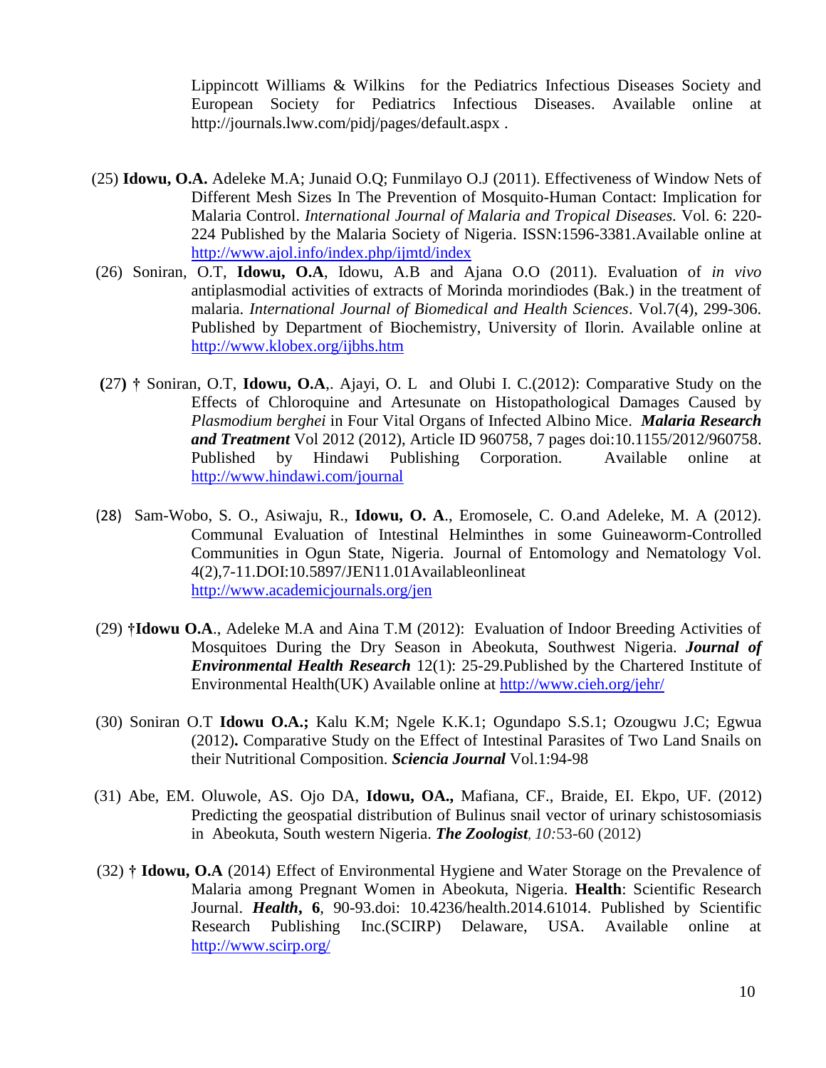Lippincott Williams & Wilkins for the Pediatrics Infectious Diseases Society and European Society for Pediatrics Infectious Diseases. Available online at http://journals.lww.com/pidj/pages/default.aspx .

(25) **Idowu, O.A.** Adeleke M.A; Junaid O.Q; Funmilayo O.J (2011). Effectiveness of Window Nets of Different Mesh Sizes In The Prevention of Mosquito-Human Contact: Implication for Malaria Control. *International Journal of Malaria and Tropical Diseases.* Vol. 6: 220-224 Published by the Malaria Society of Nigeria. ISSN:1596-3381.Available online at http://www.ajol.info/index.php/ijmtd/index

(26) Soniran, O.T, **Idowu, O.A**, Idowu, A.B and Ajana O.O (2011). Evaluation of *in vivo* antiplasmodial activities of extracts of Morinda morindiodes (Bak.) in the treatment of malaria. *International Journal of Biomedical and Health Sciences*. Vol.7(4), 299-306. Published by Department of Biochemistry, University of Ilorin. Available online at http://www.klobex.org/ijbhs.htm

**(**27**)** **†** Soniran, O.T, **Idowu, O.A**,. Ajayi, O. L and Olubi I. C.(2012): Comparative Study on the Effects of Chloroquine and Artesunate on Histopathological Damages Caused by *Plasmodium berghei* in Four Vital Organs of Infected Albino Mice. ***Malaria Research and Treatment*** Vol 2012 (2012), Article ID 960758, 7 pages doi:10.1155/2012/960758. Published by Hindawi Publishing Corporation. Available online at http://www.hindawi.com/journal

(28) Sam-Wobo, S. O., Asiwaju, R., **Idowu, O. A**., Eromosele, C. O.and Adeleke, M. A (2012). Communal Evaluation of Intestinal Helminthes in some Guineaworm-Controlled Communities in Ogun State, Nigeria. Journal of Entomology and Nematology Vol. 4(2),7-11.DOI:10.5897/JEN11.01Availableonlineat http://www.academicjournals.org/jen

(29) **†Idowu O.A**., Adeleke M.A and Aina T.M (2012): Evaluation of Indoor Breeding Activities of Mosquitoes During the Dry Season in Abeokuta, Southwest Nigeria. ***Journal of Environmental Health Research*** 12(1): 25-29.Published by the Chartered Institute of Environmental Health(UK) Available online at http://www.cieh.org/jehr/

(30) Soniran O.T **Idowu O.A.;** Kalu K.M; Ngele K.K.1; Ogundapo S.S.1; Ozougwu J.C; Egwua (2012)**.** Comparative Study on the Effect of Intestinal Parasites of Two Land Snails on their Nutritional Composition. ***Sciencia Journal*** Vol.1:94-98

(31) Abe, EM. Oluwole, AS. Ojo DA, **Idowu, OA.,** Mafiana, CF., Braide, EI. Ekpo, UF. (2012) Predicting the geospatial distribution of Bulinus snail vector of urinary schistosomiasis in Abeokuta, South western Nigeria. ***The Zoologist****, 10:*53-60 (2012)

(32) **† Idowu, O.A** (2014) Effect of Environmental Hygiene and Water Storage on the Prevalence of Malaria among Pregnant Women in Abeokuta, Nigeria. **Health**: Scientific Research Journal. ***Health*****, 6**, 90-93.doi: 10.4236/health.2014.61014. Published by Scientific Research Publishing Inc.(SCIRP) Delaware, USA. Available online at http://www.scirp.org/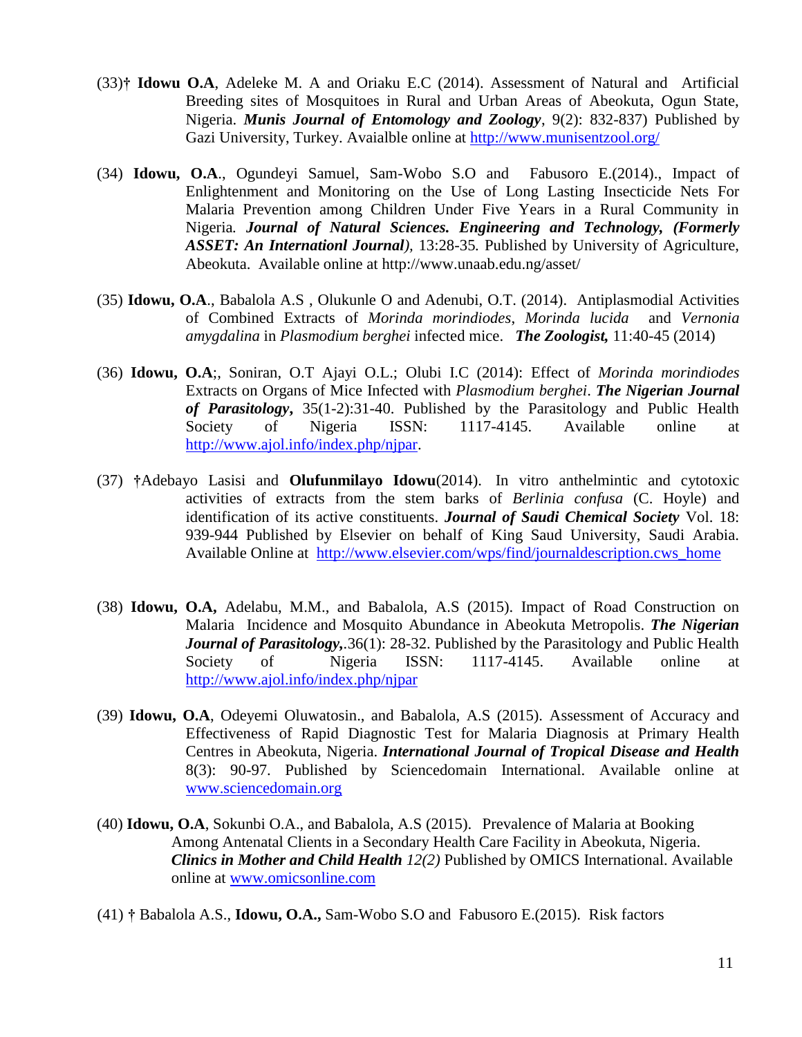(33)† **Idowu O.A**, Adeleke M. A and Oriaku E.C (2014). Assessment of Natural and Artificial Breeding sites of Mosquitoes in Rural and Urban Areas of Abeokuta, Ogun State, Nigeria. ***Munis Journal of Entomology and Zoology***, 9(2): 832-837) Published by Gazi University, Turkey. Avaialble online at http://www.munisentzool.org/

(34) **Idowu, O.A**., Ogundeyi Samuel, Sam-Wobo S.O and Fabusoro E.(2014)., Impact of Enlightenment and Monitoring on the Use of Long Lasting Insecticide Nets For Malaria Prevention among Children Under Five Years in a Rural Community in Nigeria*.* ***Journal of Natural Sciences. Engineering and Technology, (Formerly ASSET: An Internationl Journal)****,* 13:28-35*.* Published by University of Agriculture, Abeokuta. Available online at http://www.unaab.edu.ng/asset/

(35) **Idowu, O.A**., Babalola A.S , Olukunle O and Adenubi, O.T. (2014). Antiplasmodial Activities of Combined Extracts of *Morinda morindiodes*, *Morinda lucida* and *Vernonia amygdalina* in *Plasmodium berghei* infected mice. ***The Zoologist,*** 11:40-45 (2014)

(36) **Idowu, O.A**;, Soniran, O.T Ajayi O.L.; Olubi I.C (2014): Effect of *Morinda morindiodes* Extracts on Organs of Mice Infected with *Plasmodium berghei*. ***The Nigerian Journal of Parasitology***, 35(1-2):31-40. Published by the Parasitology and Public Health Society of Nigeria ISSN: 1117-4145. Available online at http://www.ajol.info/index.php/njpar.

(37) †Adebayo Lasisi and **Olufunmilayo Idowu**(2014). In vitro anthelmintic and cytotoxic activities of extracts from the stem barks of *Berlinia confusa* (C. Hoyle) and identification of its active constituents. ***Journal of Saudi Chemical Society*** Vol. 18: 939-944 Published by Elsevier on behalf of King Saud University, Saudi Arabia. Available Online at http://www.elsevier.com/wps/find/journaldescription.cws_home

(38) **Idowu, O.A,** Adelabu, M.M., and Babalola, A.S (2015). Impact of Road Construction on Malaria Incidence and Mosquito Abundance in Abeokuta Metropolis. ***The Nigerian Journal of Parasitology,***.36(1): 28-32. Published by the Parasitology and Public Health Society of Nigeria ISSN: 1117-4145. Available online at http://www.ajol.info/index.php/njpar

(39) **Idowu, O.A**, Odeyemi Oluwatosin., and Babalola, A.S (2015). Assessment of Accuracy and Effectiveness of Rapid Diagnostic Test for Malaria Diagnosis at Primary Health Centres in Abeokuta, Nigeria. ***International Journal of Tropical Disease and Health*** 8(3): 90-97. Published by Sciencedomain International. Available online at www.sciencedomain.org

(40) **Idowu, O.A**, Sokunbi O.A., and Babalola, A.S (2015). Prevalence of Malaria at Booking Among Antenatal Clients in a Secondary Health Care Facility in Abeokuta, Nigeria. ***Clinics in Mother and Child Health*** *12(2)* Published by OMICS International. Available online at www.omicsonline.com

(41) † Babalola A.S., **Idowu, O.A.,** Sam-Wobo S.O and Fabusoro E.(2015). Risk factors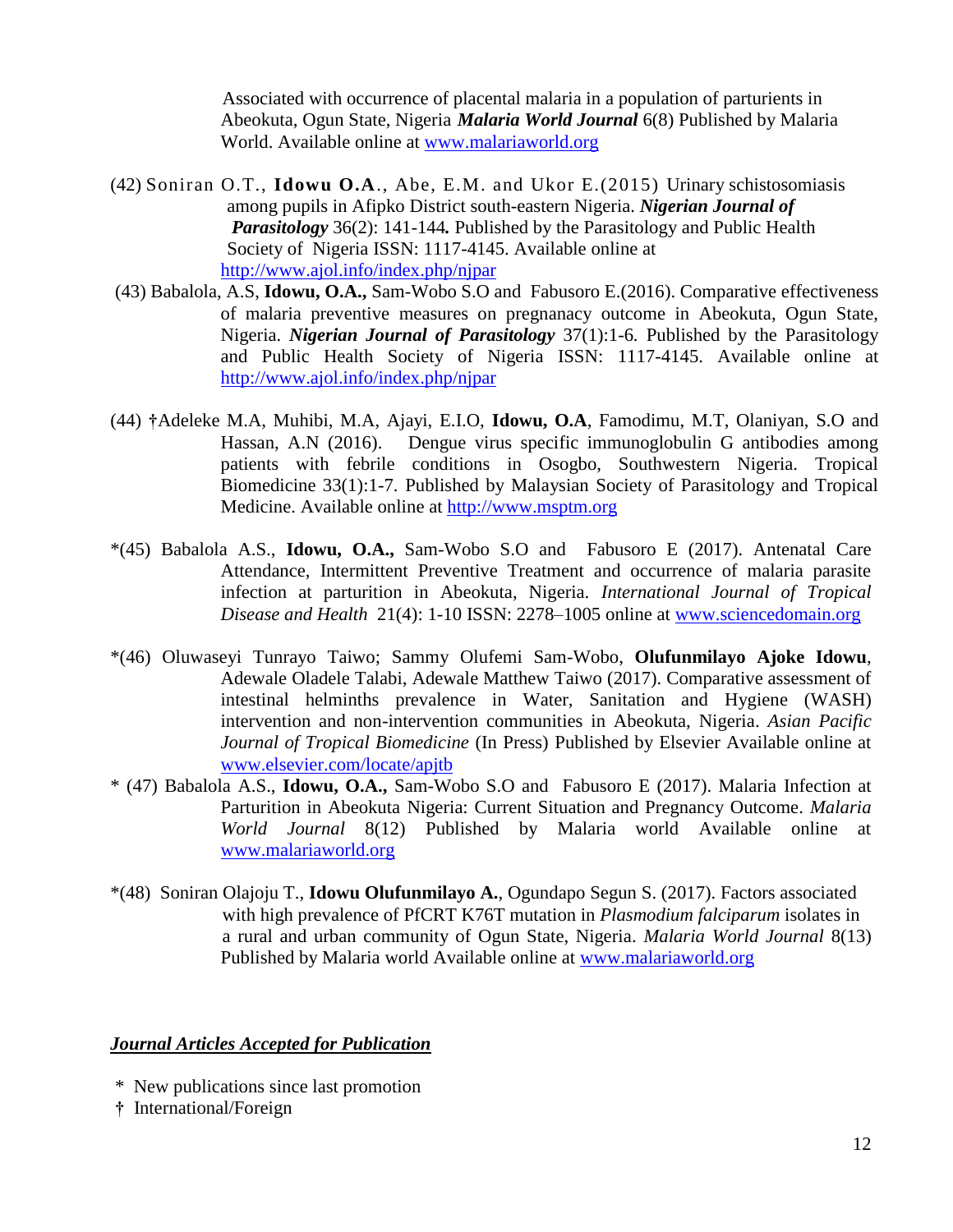Associated with occurrence of placental malaria in a population of parturients in Abeokuta, Ogun State, Nigeria ***Malaria World Journal*** 6(8) Published by Malaria World. Available online at www.malariaworld.org

(42) Soniran O.T., **Idowu O.A**., Abe, E.M. and Ukor E.(2015) Urinary schistosomiasis among pupils in Afipko District south-eastern Nigeria. ***Nigerian Journal of Parasitology*** 36(2): 141-144**.** Published by the Parasitology and Public Health Society of Nigeria ISSN: 1117-4145. Available online at http://www.ajol.info/index.php/njpar

(43) Babalola, A.S, **Idowu, O.A.,** Sam-Wobo S.O and Fabusoro E.(2016). Comparative effectiveness of malaria preventive measures on pregnanacy outcome in Abeokuta, Ogun State, Nigeria. ***Nigerian Journal of Parasitology*** 37(1):1-6. Published by the Parasitology and Public Health Society of Nigeria ISSN: 1117-4145. Available online at http://www.ajol.info/index.php/njpar

(44) **†**Adeleke M.A, Muhibi, M.A, Ajayi, E.I.O, **Idowu, O.A**, Famodimu, M.T, Olaniyan, S.O and Hassan, A.N (2016). Dengue virus specific immunoglobulin G antibodies among patients with febrile conditions in Osogbo, Southwestern Nigeria. Tropical Biomedicine 33(1):1-7. Published by Malaysian Society of Parasitology and Tropical Medicine. Available online at http://www.msptm.org

*(45) Babalola A.S., **Idowu, O.A.,** Sam-Wobo S.O and Fabusoro E (2017). Antenatal Care Attendance, Intermittent Preventive Treatment and occurrence of malaria parasite infection at parturition in Abeokuta, Nigeria. *International Journal of Tropical Disease and Health* 21(4): 1-10 ISSN: 2278–1005 online at www.sciencedomain.org

*(46) Oluwaseyi Tunrayo Taiwo; Sammy Olufemi Sam-Wobo, **Olufunmilayo Ajoke Idowu**, Adewale Oladele Talabi, Adewale Matthew Taiwo (2017). Comparative assessment of intestinal helminths prevalence in Water, Sanitation and Hygiene (WASH) intervention and non-intervention communities in Abeokuta, Nigeria. *Asian Pacific Journal of Tropical Biomedicine* (In Press) Published by Elsevier Available online at www.elsevier.com/locate/apjtb

* (47) Babalola A.S., **Idowu, O.A.,** Sam-Wobo S.O and Fabusoro E (2017). Malaria Infection at Parturition in Abeokuta Nigeria: Current Situation and Pregnancy Outcome. *Malaria World Journal* 8(12) Published by Malaria world Available online at www.malariaworld.org

*(48) Soniran Olajoju T., **Idowu Olufunmilayo A.**, Ogundapo Segun S. (2017). Factors associated with high prevalence of PfCRT K76T mutation in *Plasmodium falciparum* isolates in a rural and urban community of Ogun State, Nigeria. *Malaria World Journal* 8(13) Published by Malaria world Available online at www.malariaworld.org

***<u>Journal Articles Accepted for Publication</u>***

\* New publications since last promotion

† International/Foreign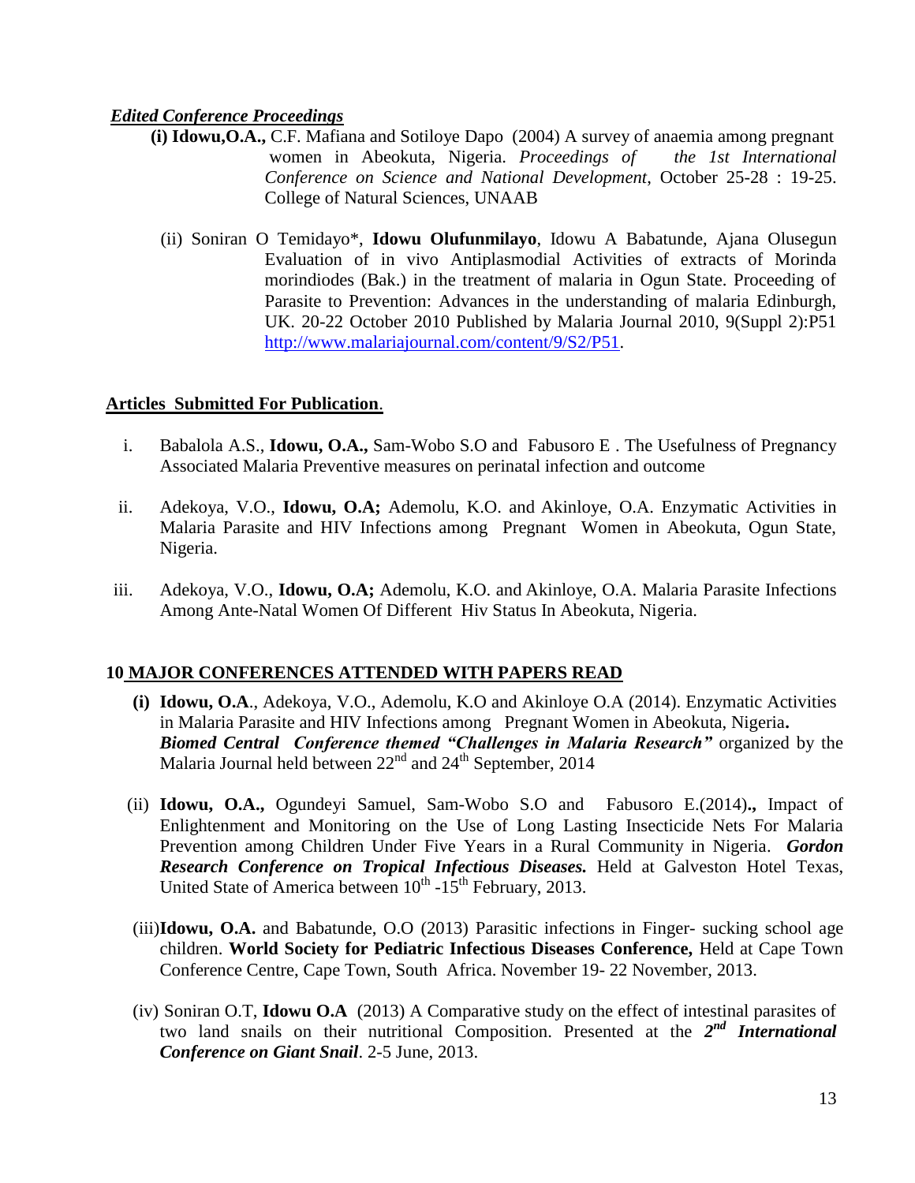***Edited Conference Proceedings***

**(i) Idowu,O.A.,** C.F. Mafiana and Sotiloye Dapo (2004) A survey of anaemia among pregnant women in Abeokuta, Nigeria. *Proceedings of the 1st International Conference on Science and National Development*, October 25-28 : 19-25. College of Natural Sciences, UNAAB

(ii) Soniran O Temidayo*, **Idowu Olufunmilayo**, Idowu A Babatunde, Ajana Olusegun Evaluation of in vivo Antiplasmodial Activities of extracts of Morinda morindiodes (Bak.) in the treatment of malaria in Ogun State. Proceeding of Parasite to Prevention: Advances in the understanding of malaria Edinburgh, UK. 20-22 October 2010 Published by Malaria Journal 2010, 9(Suppl 2):P51 http://www.malariajournal.com/content/9/S2/P51.

**Articles Submitted For Publication**.

i. Babalola A.S., **Idowu, O.A.,** Sam-Wobo S.O and Fabusoro E . The Usefulness of Pregnancy Associated Malaria Preventive measures on perinatal infection and outcome

ii. Adekoya, V.O., **Idowu, O.A;** Ademolu, K.O. and Akinloye, O.A. Enzymatic Activities in Malaria Parasite and HIV Infections among Pregnant Women in Abeokuta, Ogun State, Nigeria.

iii. Adekoya, V.O., **Idowu, O.A;** Ademolu, K.O. and Akinloye, O.A. Malaria Parasite Infections Among Ante-Natal Women Of Different Hiv Status In Abeokuta, Nigeria.

**10 MAJOR CONFERENCES ATTENDED WITH PAPERS READ**

**(i) Idowu, O.A**., Adekoya, V.O., Ademolu, K.O and Akinloye O.A (2014). Enzymatic Activities in Malaria Parasite and HIV Infections among Pregnant Women in Abeokuta, Nigeria**.** ***Biomed Central Conference themed "Challenges in Malaria Research"*** organized by the Malaria Journal held between 22nd and 24th September, 2014

(ii) **Idowu, O.A.,** Ogundeyi Samuel, Sam-Wobo S.O and Fabusoro E.(2014)**.,** Impact of Enlightenment and Monitoring on the Use of Long Lasting Insecticide Nets For Malaria Prevention among Children Under Five Years in a Rural Community in Nigeria. ***Gordon Research Conference on Tropical Infectious Diseases.*** Held at Galveston Hotel Texas, United State of America between 10th -15th February, 2013.

(iii)**Idowu, O.A.** and Babatunde, O.O (2013) Parasitic infections in Finger- sucking school age children. **World Society for Pediatric Infectious Diseases Conference,** Held at Cape Town Conference Centre, Cape Town, South Africa. November 19- 22 November, 2013.

(iv) Soniran O.T, **Idowu O.A** (2013) A Comparative study on the effect of intestinal parasites of two land snails on their nutritional Composition. Presented at the ***2nd International Conference on Giant Snail***. 2-5 June, 2013.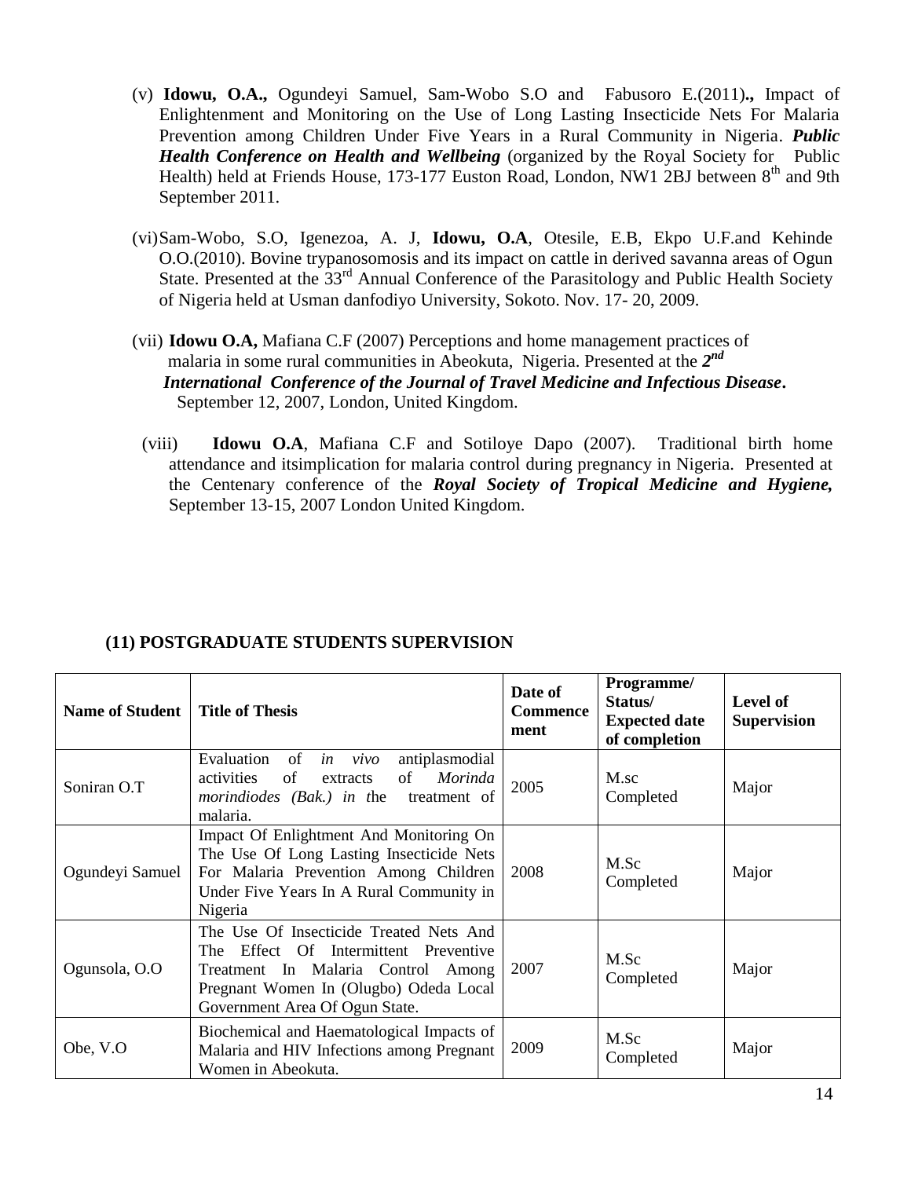(v) **Idowu, O.A.,** Ogundeyi Samuel, Sam-Wobo S.O and Fabusoro E.(2011)**.,** Impact of Enlightenment and Monitoring on the Use of Long Lasting Insecticide Nets For Malaria Prevention among Children Under Five Years in a Rural Community in Nigeria. ***Public Health Conference on Health and Wellbeing*** (organized by the Royal Society for Public Health) held at Friends House, 173-177 Euston Road, London, NW1 2BJ between 8th and 9th September 2011.

(vi) Sam-Wobo, S.O, Igenezoa, A. J, **Idowu, O.A**, Otesile, E.B, Ekpo U.F.and Kehinde O.O.(2010). Bovine trypanosomosis and its impact on cattle in derived savanna areas of Ogun State. Presented at the 33rd Annual Conference of the Parasitology and Public Health Society of Nigeria held at Usman danfodiyo University, Sokoto. Nov. 17- 20, 2009.

(vii) **Idowu O.A,** Mafiana C.F (2007) Perceptions and home management practices of malaria in some rural communities in Abeokuta, Nigeria. Presented at the ***2nd International Conference of the Journal of Travel Medicine and Infectious Disease*.** September 12, 2007, London, United Kingdom.

(viii) **Idowu O.A**, Mafiana C.F and Sotiloye Dapo (2007). Traditional birth home attendance and itsimplication for malaria control during pregnancy in Nigeria. Presented at the Centenary conference of the ***Royal Society of Tropical Medicine and Hygiene,*** September 13-15, 2007 London United Kingdom.

## (11) POSTGRADUATE STUDENTS SUPERVISION

| Name of Student | Title of Thesis | Date of Commencement | Programme/ Status/ Expected date of completion | Level of Supervision |
|---|---|---|---|---|
| Soniran O.T | Evaluation of *in vivo* antiplasmodial activities of extracts of *Morinda morindiodes (Bak.) in t*he treatment of malaria. | 2005 | M.sc Completed | Major |
| Ogundeyi Samuel | Impact Of Enlightment And Monitoring On The Use Of Long Lasting Insecticide Nets For Malaria Prevention Among Children Under Five Years In A Rural Community in Nigeria | 2008 | M.Sc Completed | Major |
| Ogunsola, O.O | The Use Of Insecticide Treated Nets And The Effect Of Intermittent Preventive Treatment In Malaria Control Among Pregnant Women In (Olugbo) Odeda Local Government Area Of Ogun State. | 2007 | M.Sc Completed | Major |
| Obe, V.O | Biochemical and Haematological Impacts of Malaria and HIV Infections among Pregnant Women in Abeokuta. | 2009 | M.Sc Completed | Major |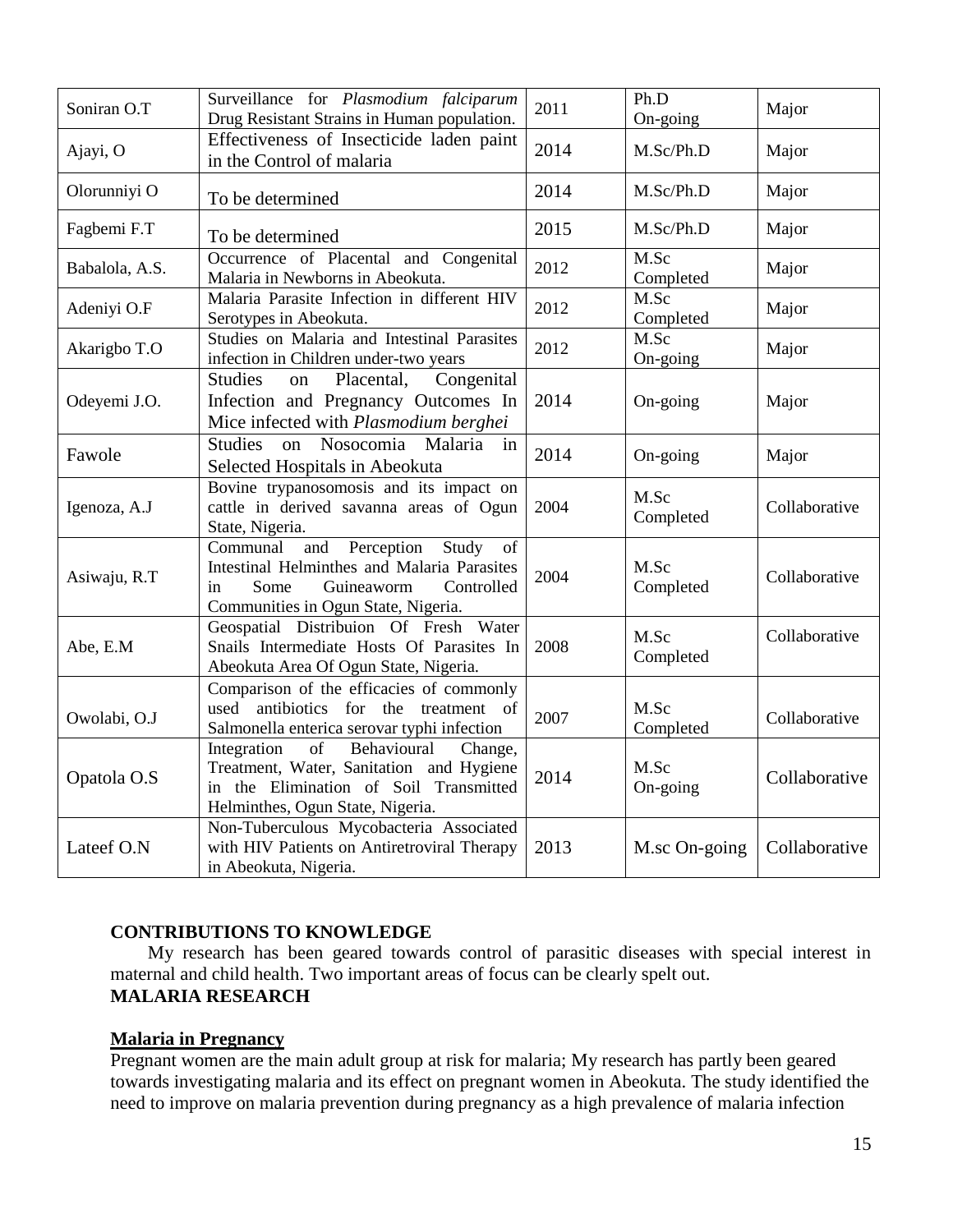| | | | | |
|---|---|---|---|---|
| Soniran O.T | Surveillance for *Plasmodium falciparum* Drug Resistant Strains in Human population. | 2011 | Ph.D On-going | Major |
| Ajayi, O | Effectiveness of Insecticide laden paint in the Control of malaria | 2014 | M.Sc/Ph.D | Major |
| Olorunniyi O | To be determined | 2014 | M.Sc/Ph.D | Major |
| Fagbemi F.T | To be determined | 2015 | M.Sc/Ph.D | Major |
| Babalola, A.S. | Occurrence of Placental and Congenital Malaria in Newborns in Abeokuta. | 2012 | M.Sc Completed | Major |
| Adeniyi O.F | Malaria Parasite Infection in different HIV Serotypes in Abeokuta. | 2012 | M.Sc Completed | Major |
| Akarigbo T.O | Studies on Malaria and Intestinal Parasites infection in Children under-two years | 2012 | M.Sc On-going | Major |
| Odeyemi J.O. | Studies on Placental, Congenital Infection and Pregnancy Outcomes In Mice infected with *Plasmodium berghei* | 2014 | On-going | Major |
| Fawole | Studies on Nosocomia Malaria in Selected Hospitals in Abeokuta | 2014 | On-going | Major |
| Igenoza, A.J | Bovine trypanosomosis and its impact on cattle in derived savanna areas of Ogun State, Nigeria. | 2004 | M.Sc Completed | Collaborative |
| Asiwaju, R.T | Communal and Perception Study of Intestinal Helminthes and Malaria Parasites in Some Guineaworm Controlled Communities in Ogun State, Nigeria. | 2004 | M.Sc Completed | Collaborative |
| Abe, E.M | Geospatial Distribuion Of Fresh Water Snails Intermediate Hosts Of Parasites In Abeokuta Area Of Ogun State, Nigeria. | 2008 | M.Sc Completed | Collaborative |
| Owolabi, O.J | Comparison of the efficacies of commonly used antibiotics for the treatment of Salmonella enterica serovar typhi infection | 2007 | M.Sc Completed | Collaborative |
| Opatola O.S | Integration of Behavioural Change, Treatment, Water, Sanitation and Hygiene in the Elimination of Soil Transmitted Helminthes, Ogun State, Nigeria. | 2014 | M.Sc On-going | Collaborative |
| Lateef O.N | Non-Tuberculous Mycobacteria Associated with HIV Patients on Antiretroviral Therapy in Abeokuta, Nigeria. | 2013 | M.sc On-going | Collaborative |

**CONTRIBUTIONS TO KNOWLEDGE**

My research has been geared towards control of parasitic diseases with special interest in maternal and child health. Two important areas of focus can be clearly spelt out.

**MALARIA RESEARCH**

**Malaria in Pregnancy**

Pregnant women are the main adult group at risk for malaria; My research has partly been geared towards investigating malaria and its effect on pregnant women in Abeokuta. The study identified the need to improve on malaria prevention during pregnancy as a high prevalence of malaria infection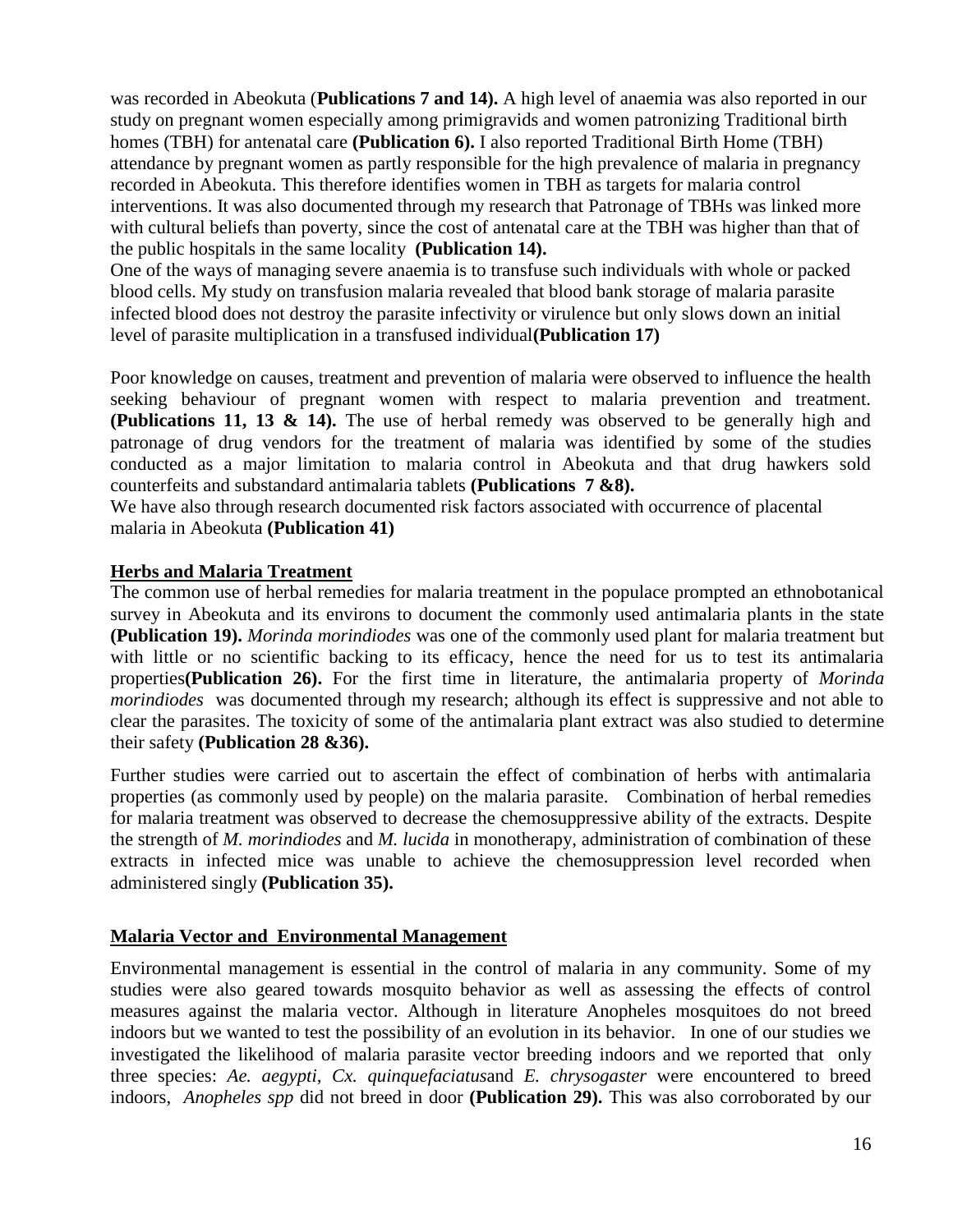was recorded in Abeokuta (**Publications 7 and 14).** A high level of anaemia was also reported in our study on pregnant women especially among primigravids and women patronizing Traditional birth homes (TBH) for antenatal care **(Publication 6).** I also reported Traditional Birth Home (TBH) attendance by pregnant women as partly responsible for the high prevalence of malaria in pregnancy recorded in Abeokuta. This therefore identifies women in TBH as targets for malaria control interventions. It was also documented through my research that Patronage of TBHs was linked more with cultural beliefs than poverty, since the cost of antenatal care at the TBH was higher than that of the public hospitals in the same locality **(Publication 14).**

One of the ways of managing severe anaemia is to transfuse such individuals with whole or packed blood cells. My study on transfusion malaria revealed that blood bank storage of malaria parasite infected blood does not destroy the parasite infectivity or virulence but only slows down an initial level of parasite multiplication in a transfused individual**(Publication 17)**

Poor knowledge on causes, treatment and prevention of malaria were observed to influence the health seeking behaviour of pregnant women with respect to malaria prevention and treatment. **(Publications 11, 13 & 14).** The use of herbal remedy was observed to be generally high and patronage of drug vendors for the treatment of malaria was identified by some of the studies conducted as a major limitation to malaria control in Abeokuta and that drug hawkers sold counterfeits and substandard antimalaria tablets **(Publications 7 &8).**

We have also through research documented risk factors associated with occurrence of placental malaria in Abeokuta **(Publication 41)**

## Herbs and Malaria Treatment

The common use of herbal remedies for malaria treatment in the populace prompted an ethnobotanical survey in Abeokuta and its environs to document the commonly used antimalaria plants in the state **(Publication 19).** *Morinda morindiodes* was one of the commonly used plant for malaria treatment but with little or no scientific backing to its efficacy, hence the need for us to test its antimalaria properties**(Publication 26).** For the first time in literature, the antimalaria property of *Morinda morindiodes* was documented through my research; although its effect is suppressive and not able to clear the parasites. The toxicity of some of the antimalaria plant extract was also studied to determine their safety **(Publication 28 &36).**

Further studies were carried out to ascertain the effect of combination of herbs with antimalaria properties (as commonly used by people) on the malaria parasite. Combination of herbal remedies for malaria treatment was observed to decrease the chemosuppressive ability of the extracts. Despite the strength of *M. morindiodes* and *M. lucida* in monotherapy, administration of combination of these extracts in infected mice was unable to achieve the chemosuppression level recorded when administered singly **(Publication 35).**

## Malaria Vector and Environmental Management

Environmental management is essential in the control of malaria in any community. Some of my studies were also geared towards mosquito behavior as well as assessing the effects of control measures against the malaria vector. Although in literature Anopheles mosquitoes do not breed indoors but we wanted to test the possibility of an evolution in its behavior. In one of our studies we investigated the likelihood of malaria parasite vector breeding indoors and we reported that only three species: *Ae. aegypti*, *Cx. quinquefaciatus*and *E. chrysogaster* were encountered to breed indoors, *Anopheles spp* did not breed in door **(Publication 29).** This was also corroborated by our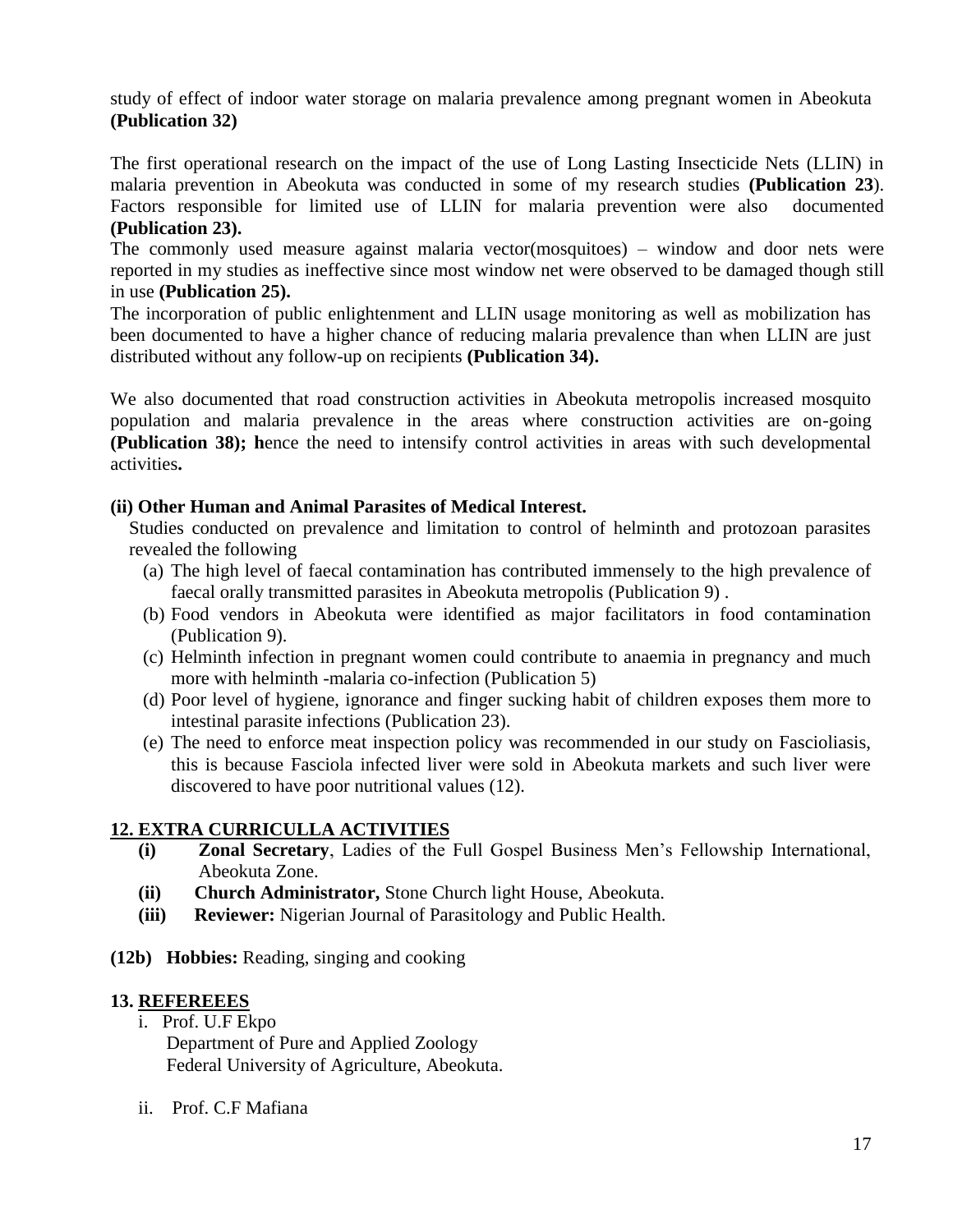study of effect of indoor water storage on malaria prevalence among pregnant women in Abeokuta **(Publication 32)**

The first operational research on the impact of the use of Long Lasting Insecticide Nets (LLIN) in malaria prevention in Abeokuta was conducted in some of my research studies **(Publication 23**). Factors responsible for limited use of LLIN for malaria prevention were also documented **(Publication 23).**

The commonly used measure against malaria vector(mosquitoes) – window and door nets were reported in my studies as ineffective since most window net were observed to be damaged though still in use **(Publication 25).**

The incorporation of public enlightenment and LLIN usage monitoring as well as mobilization has been documented to have a higher chance of reducing malaria prevalence than when LLIN are just distributed without any follow-up on recipients **(Publication 34).**

We also documented that road construction activities in Abeokuta metropolis increased mosquito population and malaria prevalence in the areas where construction activities are on-going **(Publication 38); h**ence the need to intensify control activities in areas with such developmental activities**.**

**(ii) Other Human and Animal Parasites of Medical Interest.**

Studies conducted on prevalence and limitation to control of helminth and protozoan parasites revealed the following

(a) The high level of faecal contamination has contributed immensely to the high prevalence of faecal orally transmitted parasites in Abeokuta metropolis (Publication 9) .
(b) Food vendors in Abeokuta were identified as major facilitators in food contamination (Publication 9).
(c) Helminth infection in pregnant women could contribute to anaemia in pregnancy and much more with helminth -malaria co-infection (Publication 5)
(d) Poor level of hygiene, ignorance and finger sucking habit of children exposes them more to intestinal parasite infections (Publication 23).
(e) The need to enforce meat inspection policy was recommended in our study on Fascioliasis, this is because Fasciola infected liver were sold in Abeokuta markets and such liver were discovered to have poor nutritional values (12).

## 12. EXTRA CURRICULLA ACTIVITIES

**(i)** **Zonal Secretary**, Ladies of the Full Gospel Business Men's Fellowship International, Abeokuta Zone.
**(ii)** **Church Administrator,** Stone Church light House, Abeokuta.
**(iii)** **Reviewer:** Nigerian Journal of Parasitology and Public Health.

**(12b) Hobbies:** Reading, singing and cooking

## 13. REFEREEES

i. Prof. U.F Ekpo
Department of Pure and Applied Zoology
Federal University of Agriculture, Abeokuta.

ii. Prof. C.F Mafiana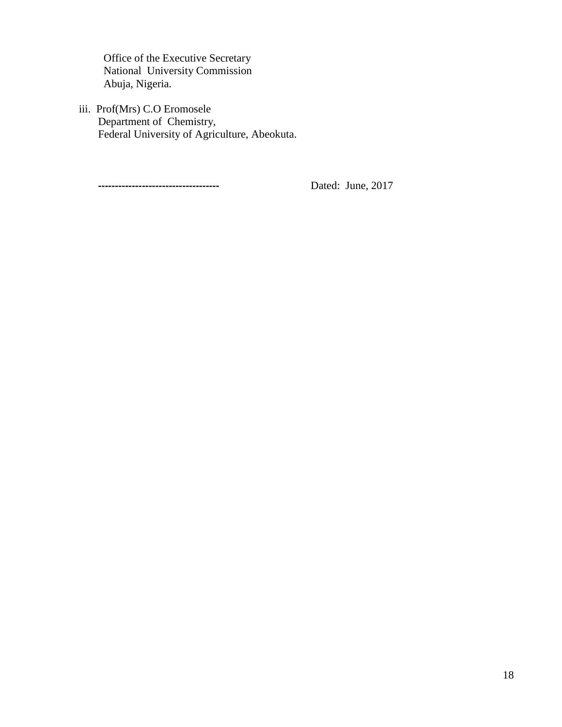Office of the Executive Secretary
National University Commission
Abuja, Nigeria.

iii. Prof(Mrs) C.O Eromosele
Department of Chemistry,
Federal University of Agriculture, Abeokuta.

----------------------------------- Dated: June, 2017